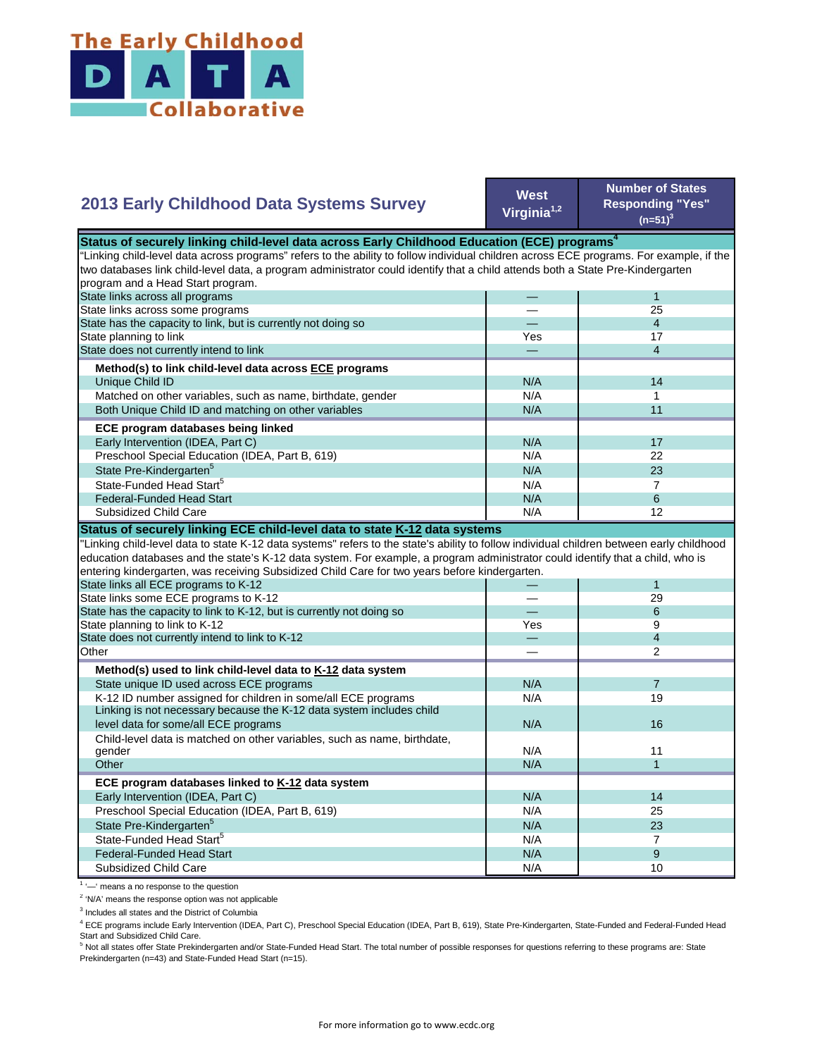# The Early Childhood DATA Collaborative

## 2013 Early Childhood Data Systems Survey

| | West Virginia[1,2] | Number of States Responding "Yes" (n=51)[3] |
|---|---|---|
| **Status of securely linking child-level data across Early Childhood Education (ECE) programs[4]** | | |
| "Linking child-level data across programs" refers to the ability to follow individual children across ECE programs. For example, if the two databases link child-level data, a program administrator could identify that a child attends both a State Pre-Kindergarten program and a Head Start program. | | |
| State links across all programs | — | 1 |
| State links across some programs | — | 25 |
| State has the capacity to link, but is currently not doing so | — | 4 |
| State planning to link | Yes | 17 |
| State does not currently intend to link | — | 4 |
| **Method(s) to link child-level data across ECE programs** | | |
| Unique Child ID | N/A | 14 |
| Matched on other variables, such as name, birthdate, gender | N/A | 1 |
| Both Unique Child ID and matching on other variables | N/A | 11 |
| **ECE program databases being linked** | | |
| Early Intervention (IDEA, Part C) | N/A | 17 |
| Preschool Special Education (IDEA, Part B, 619) | N/A | 22 |
| State Pre-Kindergarten[5] | N/A | 23 |
| State-Funded Head Start[5] | N/A | 7 |
| Federal-Funded Head Start | N/A | 6 |
| Subsidized Child Care | N/A | 12 |
| **Status of securely linking ECE child-level data to state K-12 data systems** | | |
| "Linking child-level data to state K-12 data systems" refers to the state's ability to follow individual children between early childhood education databases and the state's K-12 data system. For example, a program administrator could identify that a child, who is entering kindergarten, was receiving Subsidized Child Care for two years before kindergarten. | | |
| State links all ECE programs to K-12 | — | 1 |
| State links some ECE programs to K-12 | — | 29 |
| State has the capacity to link to K-12, but is currently not doing so | — | 6 |
| State planning to link to K-12 | Yes | 9 |
| State does not currently intend to link to K-12 | — | 4 |
| Other | — | 2 |
| **Method(s) used to link child-level data to K-12 data system** | | |
| State unique ID used across ECE programs | N/A | 7 |
| K-12 ID number assigned for children in some/all ECE programs | N/A | 19 |
| Linking is not necessary because the K-12 data system includes child level data for some/all ECE programs | N/A | 16 |
| Child-level data is matched on other variables, such as name, birthdate, gender | N/A | 11 |
| Other | N/A | 1 |
| **ECE program databases linked to K-12 data system** | | |
| Early Intervention (IDEA, Part C) | N/A | 14 |
| Preschool Special Education (IDEA, Part B, 619) | N/A | 25 |
| State Pre-Kindergarten[5] | N/A | 23 |
| State-Funded Head Start[5] | N/A | 7 |
| Federal-Funded Head Start | N/A | 9 |
| Subsidized Child Care | N/A | 10 |

[1] '—' means a no response to the question

[2] 'N/A' means the response option was not applicable

[3] Includes all states and the District of Columbia

[4] ECE programs include Early Intervention (IDEA, Part C), Preschool Special Education (IDEA, Part B, 619), State Pre-Kindergarten, State-Funded and Federal-Funded Head Start and Subsidized Child Care.

[5] Not all states offer State Prekindergarten and/or State-Funded Head Start. The total number of possible responses for questions referring to these programs are: State Prekindergarten (n=43) and State-Funded Head Start (n=15).

For more information go to www.ecdc.org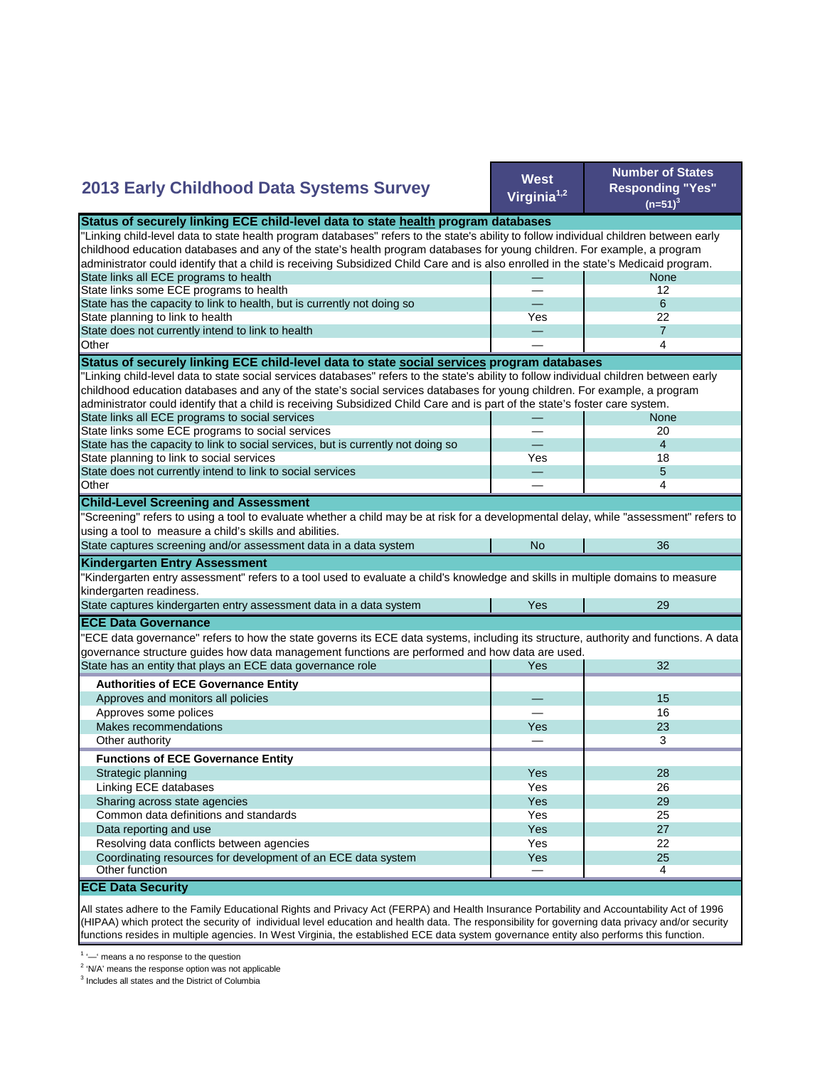## 2013 Early Childhood Data Systems Survey

| | West Virginia[1,2] | Number of States Responding "Yes" (n=51)[3] |
|---|---|---|
| **Status of securely linking ECE child-level data to state health program databases** | | |
| "Linking child-level data to state health program databases" refers to the state's ability to follow individual children between early childhood education databases and any of the state's health program databases for young children. For example, a program administrator could identify that a child is receiving Subsidized Child Care and is also enrolled in the state's Medicaid program. | | |
| State links all ECE programs to health | — | None |
| State links some ECE programs to health | — | 12 |
| State has the capacity to link to health, but is currently not doing so | — | 6 |
| State planning to link to health | Yes | 22 |
| State does not currently intend to link to health | — | 7 |
| Other | — | 4 |
| **Status of securely linking ECE child-level data to state social services program databases** | | |
| "Linking child-level data to state social services databases" refers to the state's ability to follow individual children between early childhood education databases and any of the state's social services databases for young children. For example, a program administrator could identify that a child is receiving Subsidized Child Care and is part of the state's foster care system. | | |
| State links all ECE programs to social services | — | None |
| State links some ECE programs to social services | — | 20 |
| State has the capacity to link to social services, but is currently not doing so | — | 4 |
| State planning to link to social services | Yes | 18 |
| State does not currently intend to link to social services | — | 5 |
| Other | — | 4 |
| **Child-Level Screening and Assessment** | | |
| "Screening" refers to using a tool to evaluate whether a child may be at risk for a developmental delay, while "assessment" refers to using a tool to measure a child's skills and abilities. | | |
| State captures screening and/or assessment data in a data system | No | 36 |
| **Kindergarten Entry Assessment** | | |
| "Kindergarten entry assessment" refers to a tool used to evaluate a child's knowledge and skills in multiple domains to measure kindergarten readiness. | | |
| State captures kindergarten entry assessment data in a data system | Yes | 29 |
| **ECE Data Governance** | | |
| "ECE data governance" refers to how the state governs its ECE data systems, including its structure, authority and functions. A data governance structure guides how data management functions are performed and how data are used. | | |
| State has an entity that plays an ECE data governance role | Yes | 32 |
| **Authorities of ECE Governance Entity** | | |
| Approves and monitors all policies | — | 15 |
| Approves some polices | — | 16 |
| Makes recommendations | Yes | 23 |
| Other authority | — | 3 |
| **Functions of ECE Governance Entity** | | |
| Strategic planning | Yes | 28 |
| Linking ECE databases | Yes | 26 |
| Sharing across state agencies | Yes | 29 |
| Common data definitions and standards | Yes | 25 |
| Data reporting and use | Yes | 27 |
| Resolving data conflicts between agencies | Yes | 22 |
| Coordinating resources for development of an ECE data system | Yes | 25 |
| Other function | — | 4 |

**ECE Data Security**

All states adhere to the Family Educational Rights and Privacy Act (FERPA) and Health Insurance Portability and Accountability Act of 1996 (HIPAA) which protect the security of individual level education and health data. The responsibility for governing data privacy and/or security functions resides in multiple agencies. In West Virginia, the established ECE data system governance entity also performs this function.

[1] '—' means a no response to the question

[2] 'N/A' means the response option was not applicable

[3] Includes all states and the District of Columbia